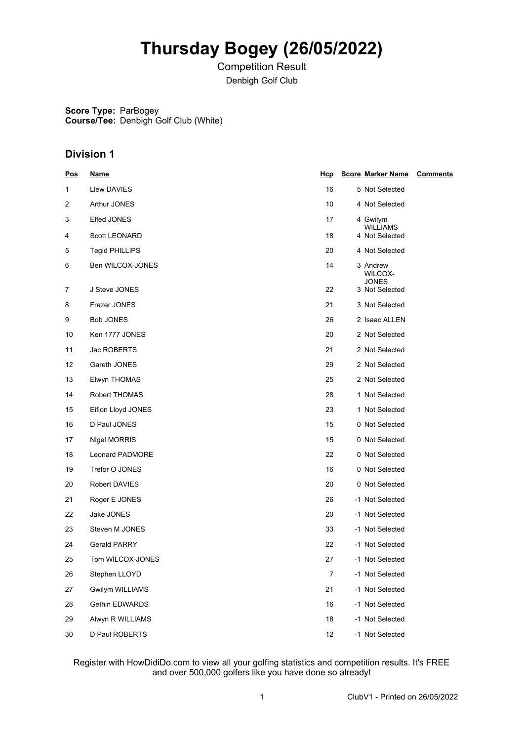# Thursday Bogey (26/05/2022)

Competition Result

Denbigh Golf Club

**Score Type:** ParBogey
**Course/Tee:** Denbigh Golf Club (White)

## Division 1

| Pos | Name | Hcp | Score | Marker Name | Comments |
|---|---|---|---|---|---|
| 1 | Llew DAVIES | 16 | 5 | Not Selected | |
| 2 | Arthur JONES | 10 | 4 | Not Selected | |
| 3 | Elfed JONES | 17 | 4 | Gwilym WILLIAMS | |
| 4 | Scott LEONARD | 18 | 4 | Not Selected | |
| 5 | Tegid PHILLIPS | 20 | 4 | Not Selected | |
| 6 | Ben WILCOX-JONES | 14 | 3 | Andrew WILCOX-JONES | |
| 7 | J Steve JONES | 22 | 3 | Not Selected | |
| 8 | Frazer JONES | 21 | 3 | Not Selected | |
| 9 | Bob JONES | 26 | 2 | Isaac ALLEN | |
| 10 | Ken 1777 JONES | 20 | 2 | Not Selected | |
| 11 | Jac ROBERTS | 21 | 2 | Not Selected | |
| 12 | Gareth JONES | 29 | 2 | Not Selected | |
| 13 | Elwyn THOMAS | 25 | 2 | Not Selected | |
| 14 | Robert THOMAS | 28 | 1 | Not Selected | |
| 15 | Eifion Lloyd JONES | 23 | 1 | Not Selected | |
| 16 | D Paul JONES | 15 | 0 | Not Selected | |
| 17 | Nigel MORRIS | 15 | 0 | Not Selected | |
| 18 | Leonard PADMORE | 22 | 0 | Not Selected | |
| 19 | Trefor O JONES | 16 | 0 | Not Selected | |
| 20 | Robert DAVIES | 20 | 0 | Not Selected | |
| 21 | Roger E JONES | 26 | -1 | Not Selected | |
| 22 | Jake JONES | 20 | -1 | Not Selected | |
| 23 | Steven M JONES | 33 | -1 | Not Selected | |
| 24 | Gerald PARRY | 22 | -1 | Not Selected | |
| 25 | Tom WILCOX-JONES | 27 | -1 | Not Selected | |
| 26 | Stephen LLOYD | 7 | -1 | Not Selected | |
| 27 | Gwilym WILLIAMS | 21 | -1 | Not Selected | |
| 28 | Gethin EDWARDS | 16 | -1 | Not Selected | |
| 29 | Alwyn R WILLIAMS | 18 | -1 | Not Selected | |
| 30 | D Paul ROBERTS | 12 | -1 | Not Selected | |

Register with HowDidiDo.com to view all your golfing statistics and competition results. It's FREE and over 500,000 golfers like you have done so already!

ClubV1 - Printed on 26/05/2022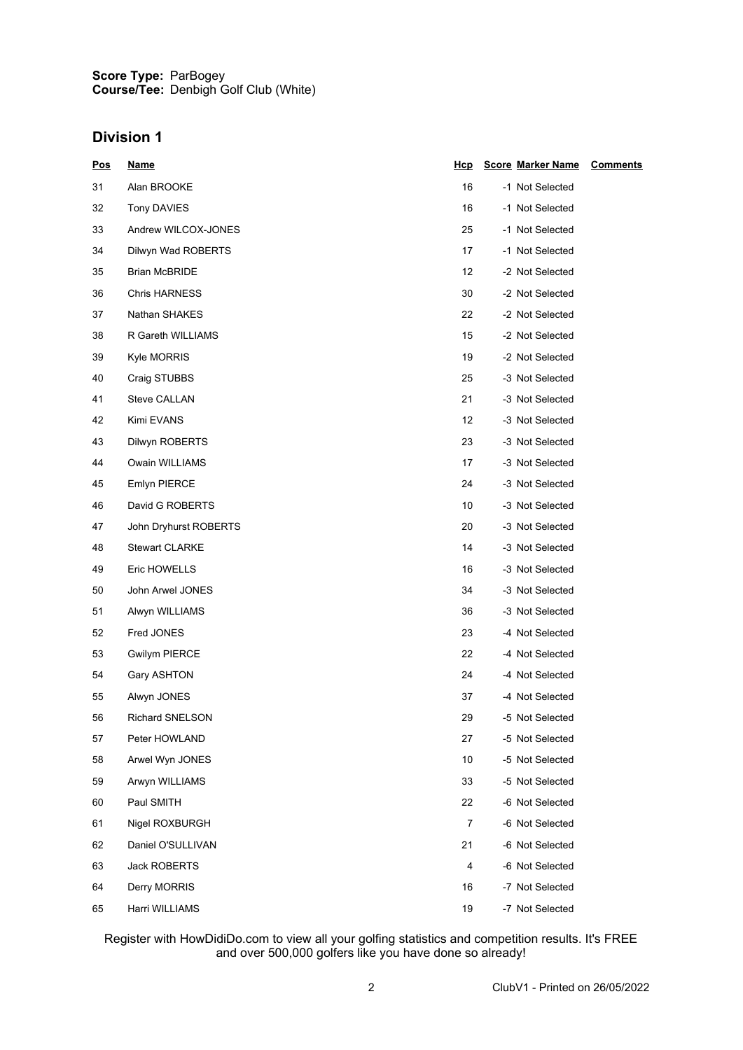**Score Type:** ParBogey
**Course/Tee:** Denbigh Golf Club (White)

## Division 1

| Pos | Name | Hcp | Score | Marker Name | Comments |
|---|---|---|---|---|---|
| 31 | Alan BROOKE | 16 | -1 | Not Selected | |
| 32 | Tony DAVIES | 16 | -1 | Not Selected | |
| 33 | Andrew WILCOX-JONES | 25 | -1 | Not Selected | |
| 34 | Dilwyn Wad ROBERTS | 17 | -1 | Not Selected | |
| 35 | Brian McBRIDE | 12 | -2 | Not Selected | |
| 36 | Chris HARNESS | 30 | -2 | Not Selected | |
| 37 | Nathan SHAKES | 22 | -2 | Not Selected | |
| 38 | R Gareth WILLIAMS | 15 | -2 | Not Selected | |
| 39 | Kyle MORRIS | 19 | -2 | Not Selected | |
| 40 | Craig STUBBS | 25 | -3 | Not Selected | |
| 41 | Steve CALLAN | 21 | -3 | Not Selected | |
| 42 | Kimi EVANS | 12 | -3 | Not Selected | |
| 43 | Dilwyn ROBERTS | 23 | -3 | Not Selected | |
| 44 | Owain WILLIAMS | 17 | -3 | Not Selected | |
| 45 | Emlyn PIERCE | 24 | -3 | Not Selected | |
| 46 | David G ROBERTS | 10 | -3 | Not Selected | |
| 47 | John Dryhurst ROBERTS | 20 | -3 | Not Selected | |
| 48 | Stewart CLARKE | 14 | -3 | Not Selected | |
| 49 | Eric HOWELLS | 16 | -3 | Not Selected | |
| 50 | John Arwel JONES | 34 | -3 | Not Selected | |
| 51 | Alwyn WILLIAMS | 36 | -3 | Not Selected | |
| 52 | Fred JONES | 23 | -4 | Not Selected | |
| 53 | Gwilym PIERCE | 22 | -4 | Not Selected | |
| 54 | Gary ASHTON | 24 | -4 | Not Selected | |
| 55 | Alwyn JONES | 37 | -4 | Not Selected | |
| 56 | Richard SNELSON | 29 | -5 | Not Selected | |
| 57 | Peter HOWLAND | 27 | -5 | Not Selected | |
| 58 | Arwel Wyn JONES | 10 | -5 | Not Selected | |
| 59 | Arwyn WILLIAMS | 33 | -5 | Not Selected | |
| 60 | Paul SMITH | 22 | -6 | Not Selected | |
| 61 | Nigel ROXBURGH | 7 | -6 | Not Selected | |
| 62 | Daniel O'SULLIVAN | 21 | -6 | Not Selected | |
| 63 | Jack ROBERTS | 4 | -6 | Not Selected | |
| 64 | Derry MORRIS | 16 | -7 | Not Selected | |
| 65 | Harri WILLIAMS | 19 | -7 | Not Selected | |

Register with HowDidiDo.com to view all your golfing statistics and competition results. It's FREE and over 500,000 golfers like you have done so already!

ClubV1 - Printed on 26/05/2022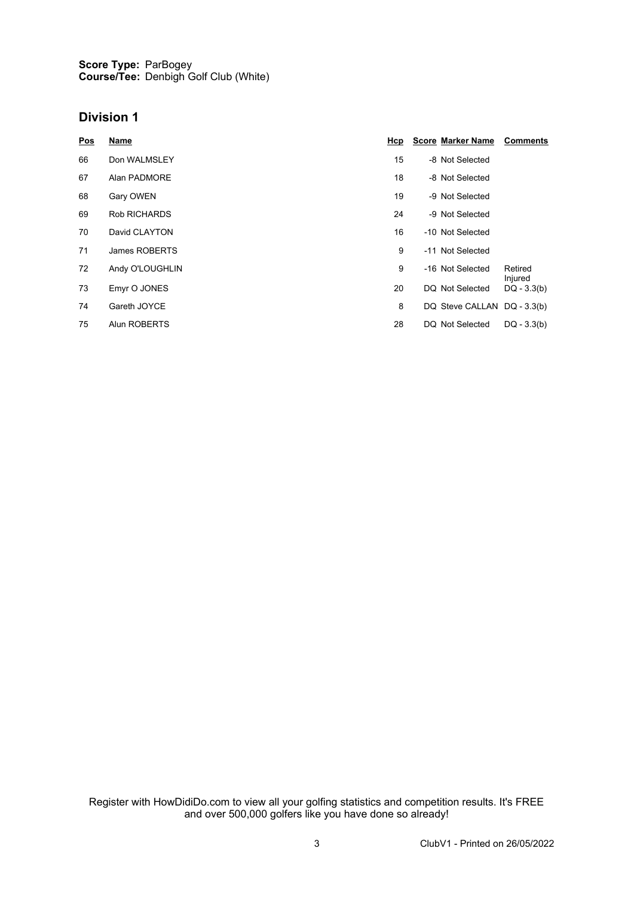**Score Type:** ParBogey
**Course/Tee:** Denbigh Golf Club (White)

## Division 1

| Pos | Name | Hcp | Score | Marker Name | Comments |
|---|---|---|---|---|---|
| 66 | Don WALMSLEY | 15 | -8 | Not Selected | |
| 67 | Alan PADMORE | 18 | -8 | Not Selected | |
| 68 | Gary OWEN | 19 | -9 | Not Selected | |
| 69 | Rob RICHARDS | 24 | -9 | Not Selected | |
| 70 | David CLAYTON | 16 | -10 | Not Selected | |
| 71 | James ROBERTS | 9 | -11 | Not Selected | |
| 72 | Andy O'LOUGHLIN | 9 | -16 | Not Selected | Retired Injured |
| 73 | Emyr O JONES | 20 | DQ | Not Selected | DQ - 3.3(b) |
| 74 | Gareth JOYCE | 8 | DQ | Steve CALLAN | DQ - 3.3(b) |
| 75 | Alun ROBERTS | 28 | DQ | Not Selected | DQ - 3.3(b) |

Register with HowDidiDo.com to view all your golfing statistics and competition results. It's FREE and over 500,000 golfers like you have done so already!

ClubV1 - Printed on 26/05/2022